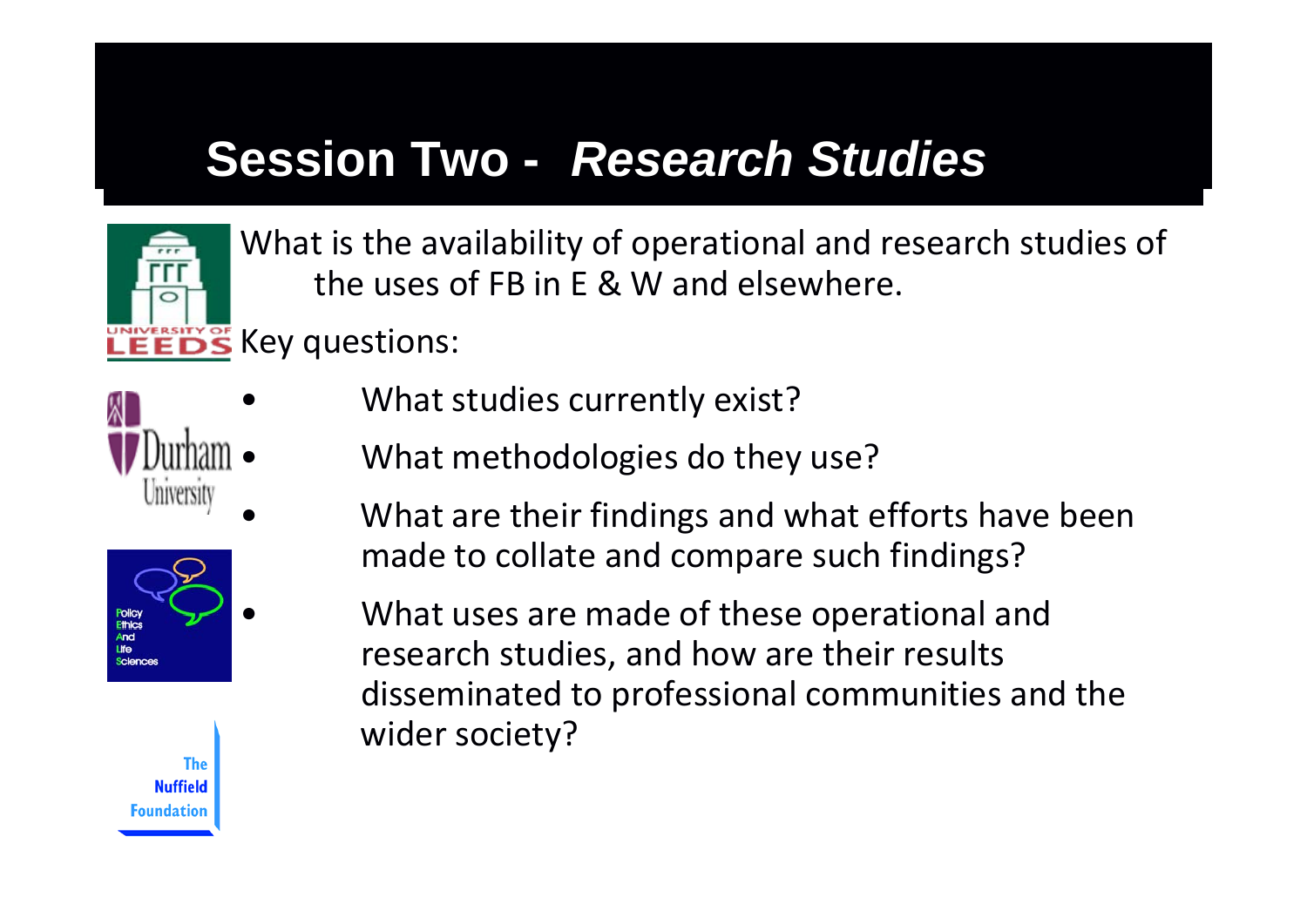# Session Two - *Research Studies*

What is the availability of operational and research studies of the uses of FB in E & W and elsewhere.

Key questions:

- What studies currently exist?
- What methodologies do they use?
- What are their findings and what efforts have been made to collate and compare such findings?
- What uses are made of these operational and research studies, and how are their results disseminated to professional communities and the wider society?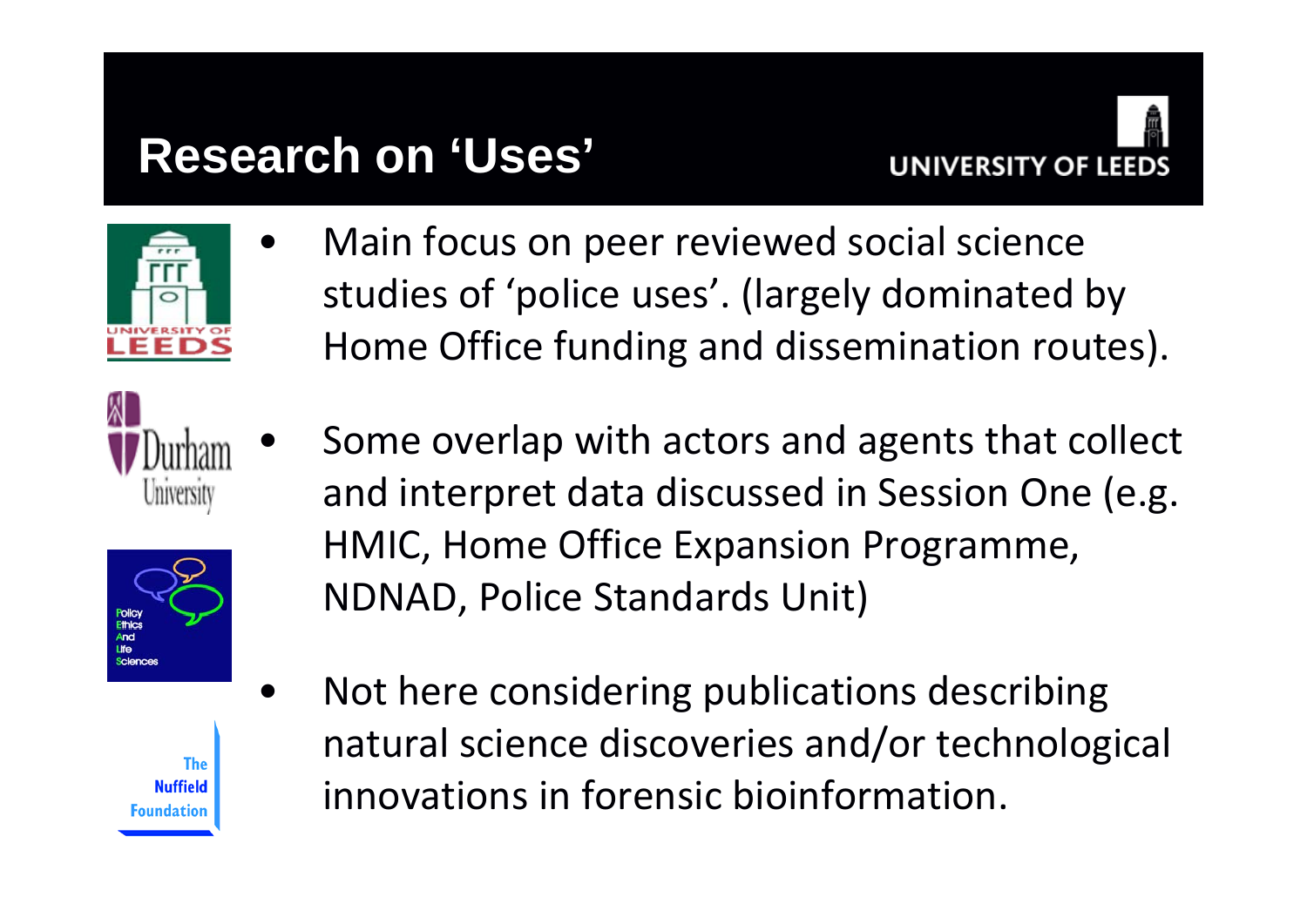# Research on 'Uses'

- Main focus on peer reviewed social science studies of 'police uses'. (largely dominated by Home Office funding and dissemination routes).
- Some overlap with actors and agents that collect and interpret data discussed in Session One (e.g. HMIC, Home Office Expansion Programme, NDNAD, Police Standards Unit)
- Not here considering publications describing natural science discoveries and/or technological innovations in forensic bioinformation.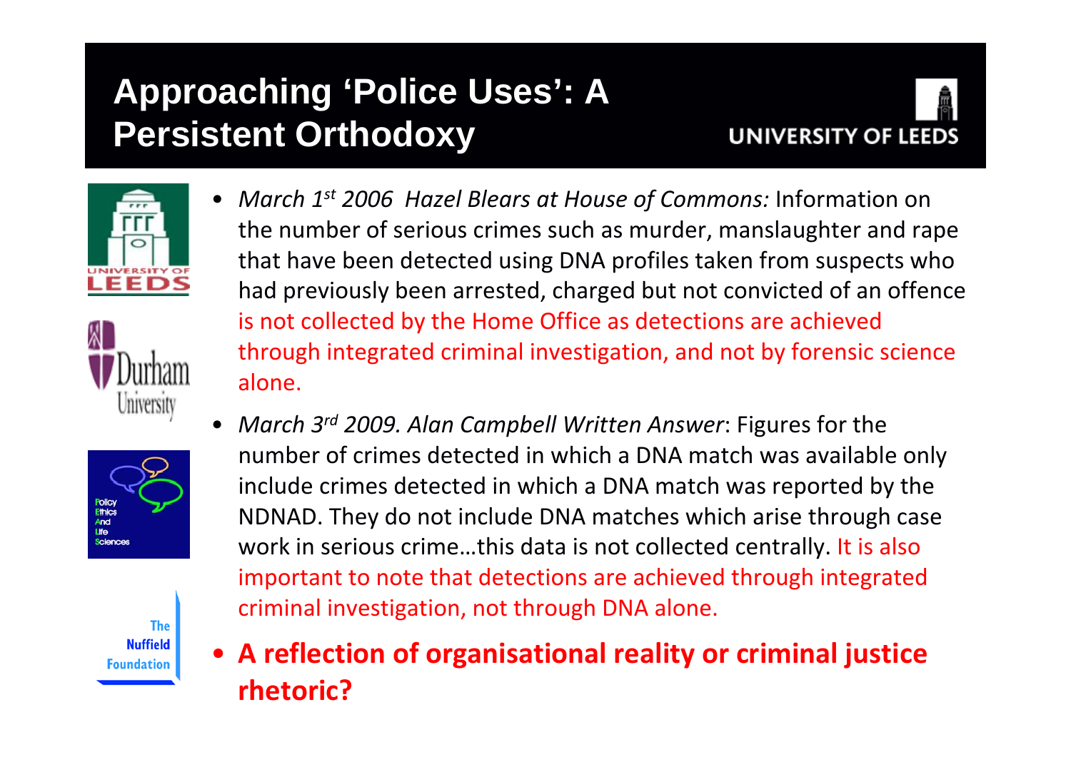# Approaching 'Police Uses': A Persistent Orthodoxy

- *March 1st 2006 Hazel Blears at House of Commons:* Information on the number of serious crimes such as murder, manslaughter and rape that have been detected using DNA profiles taken from suspects who had previously been arrested, charged but not convicted of an offence is not collected by the Home Office as detections are achieved through integrated criminal investigation, and not by forensic science alone.
- *March 3rd 2009. Alan Campbell Written Answer*: Figures for the number of crimes detected in which a DNA match was available only include crimes detected in which a DNA match was reported by the NDNAD. They do not include DNA matches which arise through case work in serious crime…this data is not collected centrally. It is also important to note that detections are achieved through integrated criminal investigation, not through DNA alone.
- **A reflection of organisational reality or criminal justice rhetoric?**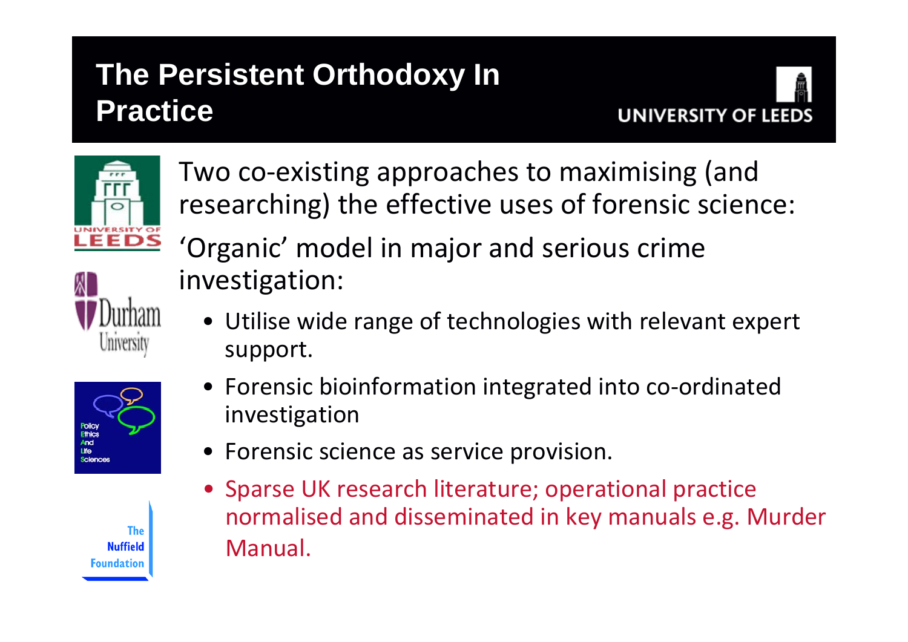# The Persistent Orthodoxy In Practice

Two co-existing approaches to maximising (and researching) the effective uses of forensic science:

'Organic' model in major and serious crime investigation:

- Utilise wide range of technologies with relevant expert support.
- Forensic bioinformation integrated into co-ordinated investigation
- Forensic science as service provision.
- Sparse UK research literature; operational practice normalised and disseminated in key manuals e.g. Murder Manual.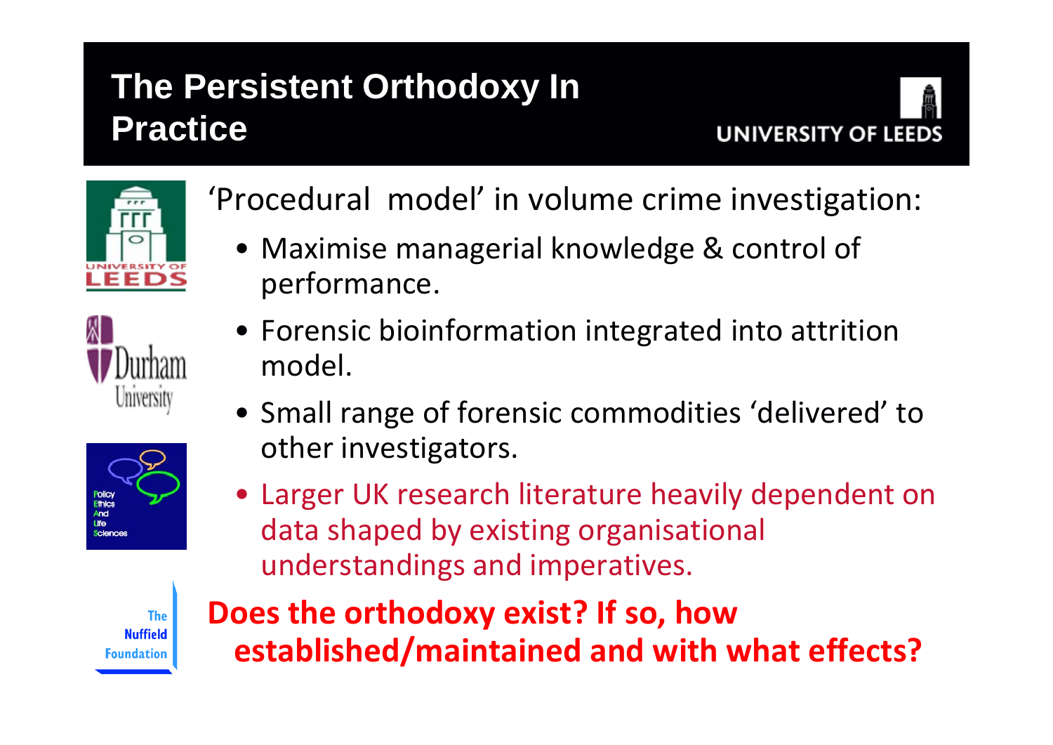# The Persistent Orthodoxy In Practice

'Procedural model' in volume crime investigation:

- Maximise managerial knowledge & control of performance.
- Forensic bioinformation integrated into attrition model.
- Small range of forensic commodities 'delivered' to other investigators.
- Larger UK research literature heavily dependent on data shaped by existing organisational understandings and imperatives.

**Does the orthodoxy exist? If so, how established/maintained and with what effects?**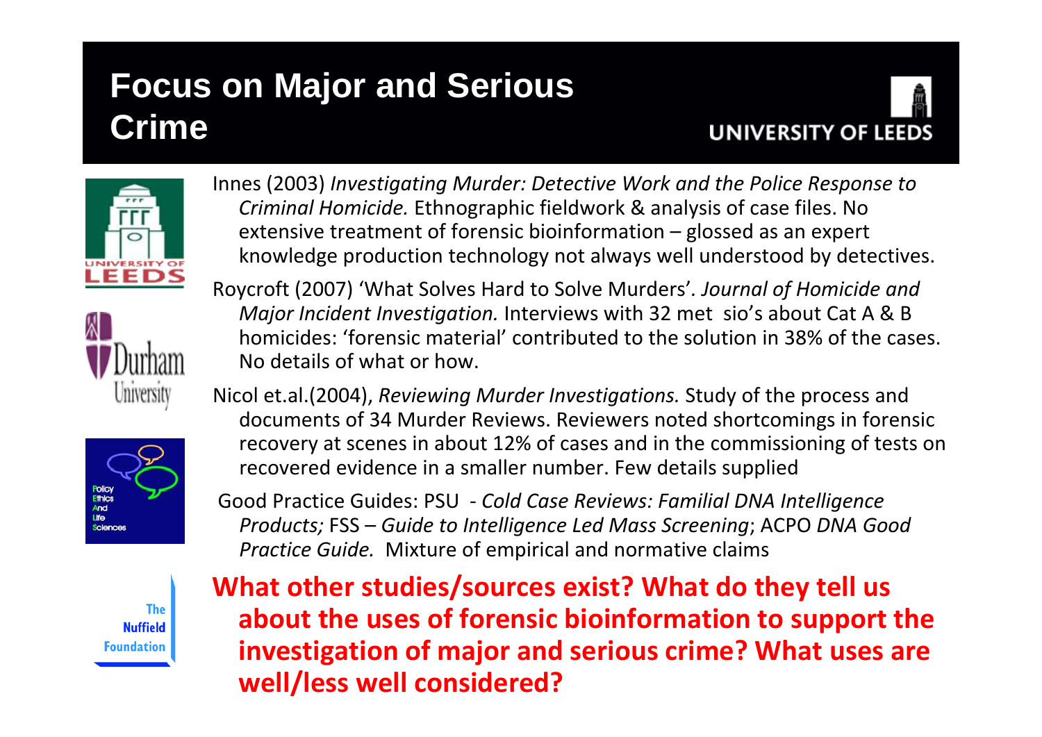# Focus on Major and Serious Crime

Innes (2003) *Investigating Murder: Detective Work and the Police Response to Criminal Homicide.* Ethnographic fieldwork & analysis of case files. No extensive treatment of forensic bioinformation – glossed as an expert knowledge production technology not always well understood by detectives.

Roycroft (2007) 'What Solves Hard to Solve Murders'*. Journal of Homicide and Major Incident Investigation.* Interviews with 32 met sio's about Cat A & B homicides: 'forensic material' contributed to the solution in 38% of the cases. No details of what or how.

Nicol et.al.(2004), *Reviewing Murder Investigations.* Study of the process and documents of 34 Murder Reviews. Reviewers noted shortcomings in forensic recovery at scenes in about 12% of cases and in the commissioning of tests on recovered evidence in a smaller number. Few details supplied

Good Practice Guides: PSU - *Cold Case Reviews: Familial DNA Intelligence Products;* FSS – *Guide to Intelligence Led Mass Screening*; ACPO *DNA Good Practice Guide.* Mixture of empirical and normative claims

**What other studies/sources exist? What do they tell us about the uses of forensic bioinformation to support the investigation of major and serious crime? What uses are well/less well considered?**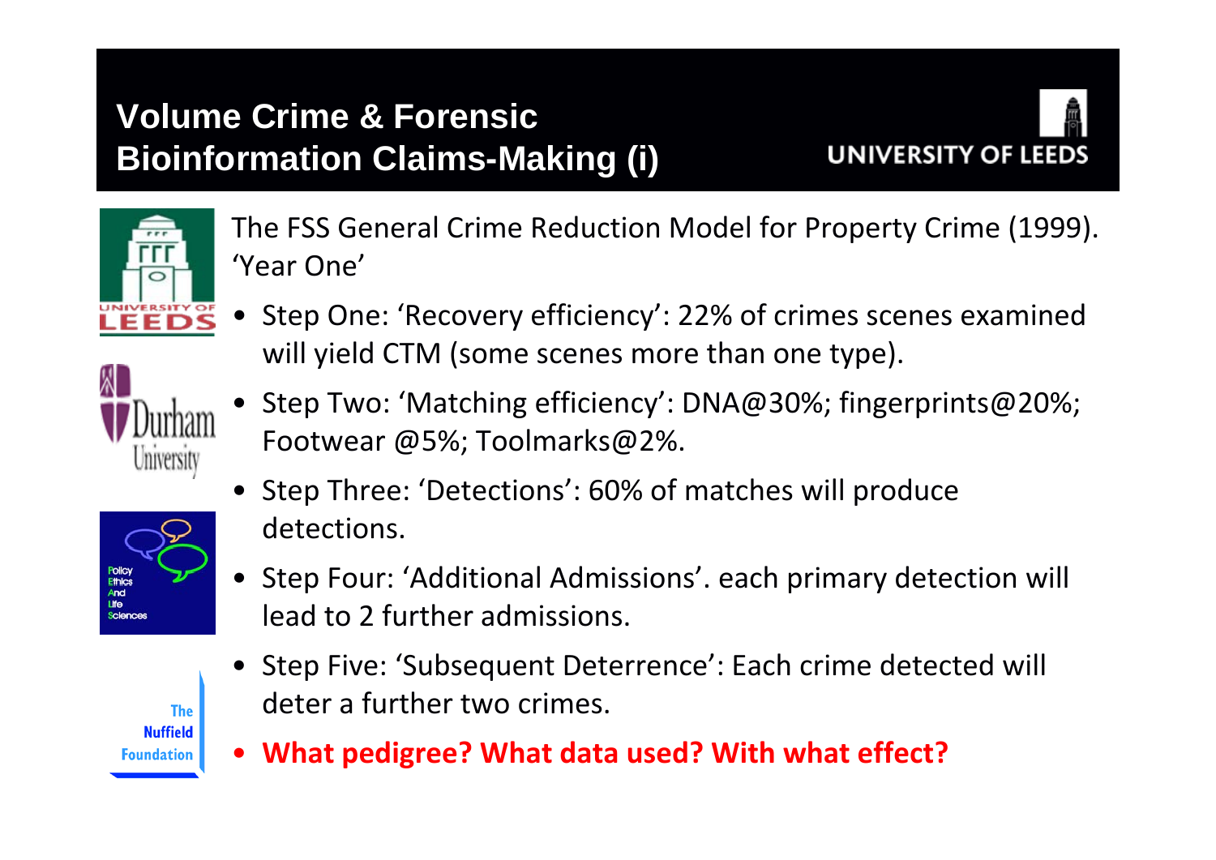# Volume Crime & Forensic Bioinformation Claims-Making (i)

The FSS General Crime Reduction Model for Property Crime (1999). 'Year One'

- Step One: 'Recovery efficiency': 22% of crimes scenes examined will yield CTM (some scenes more than one type).
- Step Two: 'Matching efficiency': DNA@30%; fingerprints@20%; Footwear @5%; Toolmarks@2%.
- Step Three: 'Detections': 60% of matches will produce detections.
- Step Four: 'Additional Admissions'. each primary detection will lead to 2 further admissions.
- Step Five: 'Subsequent Deterrence': Each crime detected will deter a further two crimes.
- **What pedigree? What data used? With what effect?**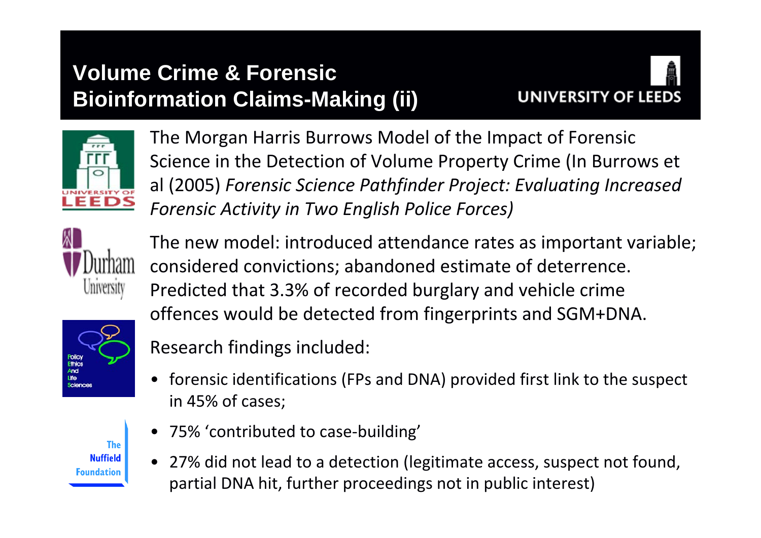# Volume Crime & Forensic Bioinformation Claims-Making (ii)

The Morgan Harris Burrows Model of the Impact of Forensic Science in the Detection of Volume Property Crime (In Burrows et al (2005) *Forensic Science Pathfinder Project: Evaluating Increased Forensic Activity in Two English Police Forces)*

The new model: introduced attendance rates as important variable; considered convictions; abandoned estimate of deterrence. Predicted that 3.3% of recorded burglary and vehicle crime offences would be detected from fingerprints and SGM+DNA.

Research findings included:

- forensic identifications (FPs and DNA) provided first link to the suspect in 45% of cases;
- 75% 'contributed to case-building'
- 27% did not lead to a detection (legitimate access, suspect not found, partial DNA hit, further proceedings not in public interest)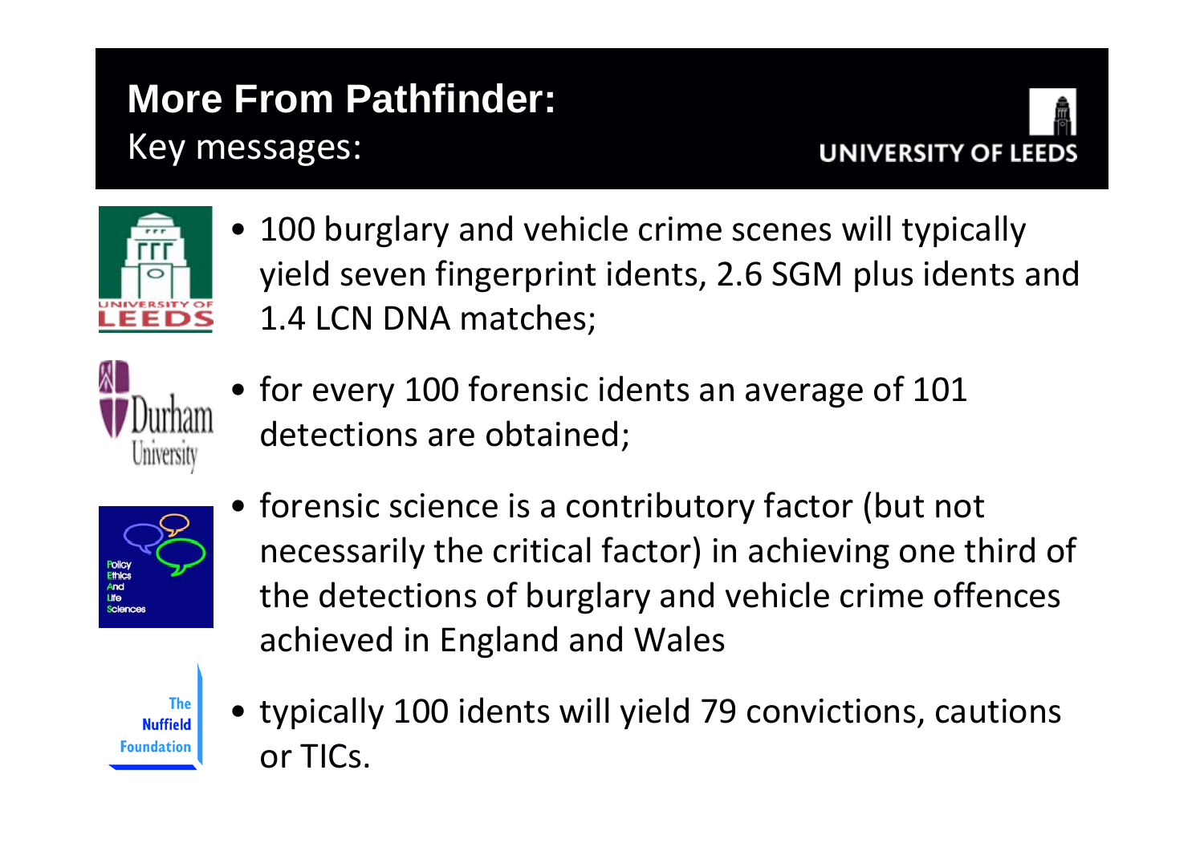# More From Pathfinder:

## Key messages:

- 100 burglary and vehicle crime scenes will typically yield seven fingerprint idents, 2.6 SGM plus idents and 1.4 LCN DNA matches;
- for every 100 forensic idents an average of 101 detections are obtained;
- forensic science is a contributory factor (but not necessarily the critical factor) in achieving one third of the detections of burglary and vehicle crime offences achieved in England and Wales
- typically 100 idents will yield 79 convictions, cautions or TICs.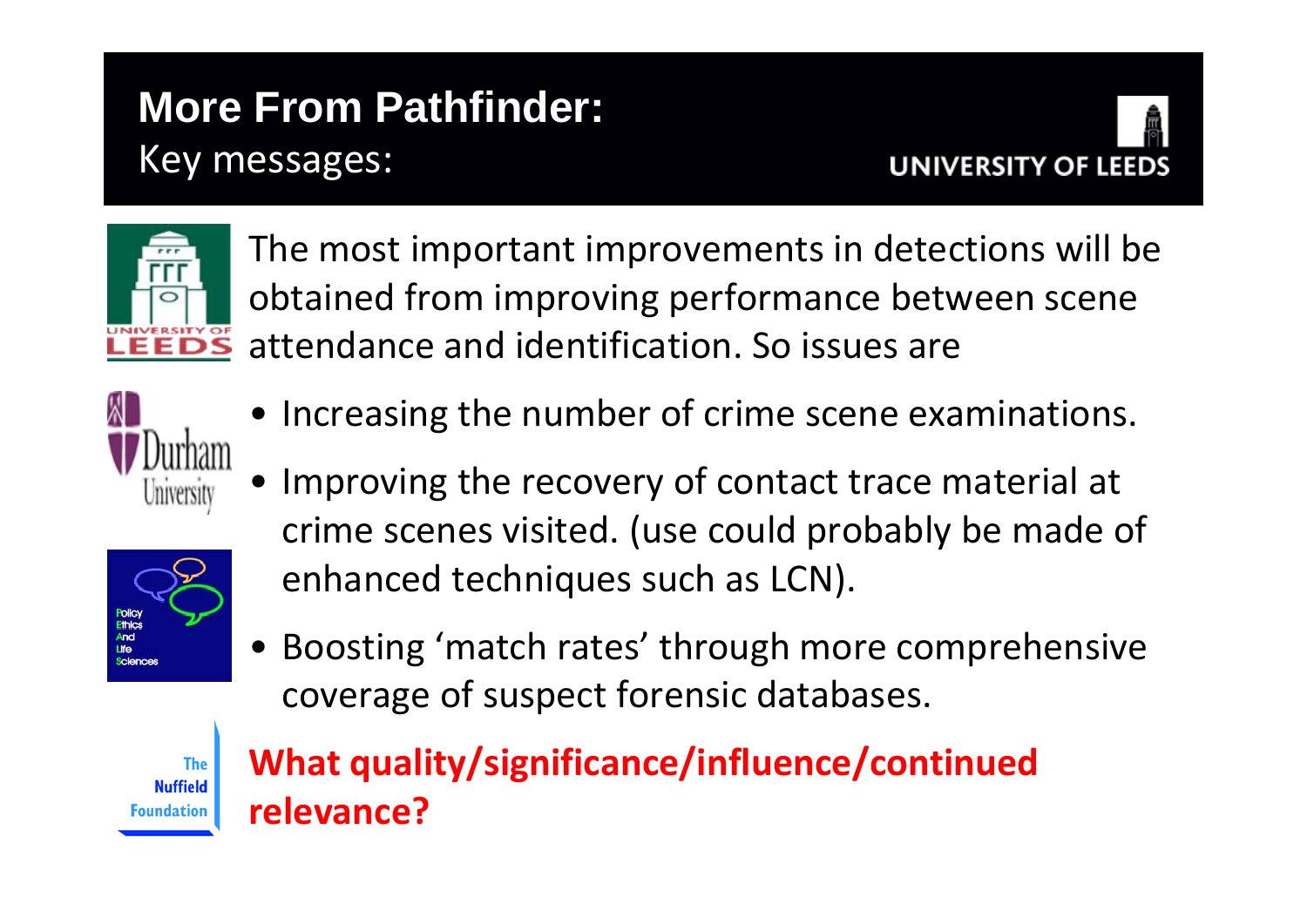# More From Pathfinder:

Key messages:

The most important improvements in detections will be obtained from improving performance between scene attendance and identification. So issues are

- Increasing the number of crime scene examinations.
- Improving the recovery of contact trace material at crime scenes visited. (use could probably be made of enhanced techniques such as LCN).
- Boosting ‘match rates’ through more comprehensive coverage of suspect forensic databases.

**What quality/significance/influence/continued relevance?**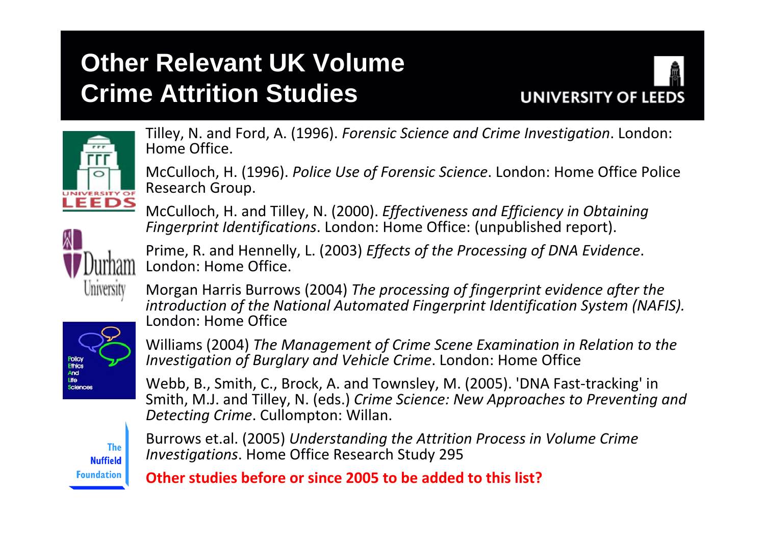# Other Relevant UK Volume Crime Attrition Studies

Tilley, N. and Ford, A. (1996). *Forensic Science and Crime Investigation*. London: Home Office.

McCulloch, H. (1996). *Police Use of Forensic Science*. London: Home Office Police Research Group.

McCulloch, H. and Tilley, N. (2000). *Effectiveness and Efficiency in Obtaining Fingerprint Identifications*. London: Home Office: (unpublished report).

Prime, R. and Hennelly, L. (2003) *Effects of the Processing of DNA Evidence*. London: Home Office.

Morgan Harris Burrows (2004) *The processing of fingerprint evidence after the introduction of the National Automated Fingerprint Identification System (NAFIS).* London: Home Office

Williams (2004) *The Management of Crime Scene Examination in Relation to the Investigation of Burglary and Vehicle Crime*. London: Home Office

Webb, B., Smith, C., Brock, A. and Townsley, M. (2005). 'DNA Fast-tracking' in Smith, M.J. and Tilley, N. (eds.) *Crime Science: New Approaches to Preventing and Detecting Crime*. Cullompton: Willan.

Burrows et.al. (2005) *Understanding the Attrition Process in Volume Crime Investigations*. Home Office Research Study 295

**Other studies before or since 2005 to be added to this list?**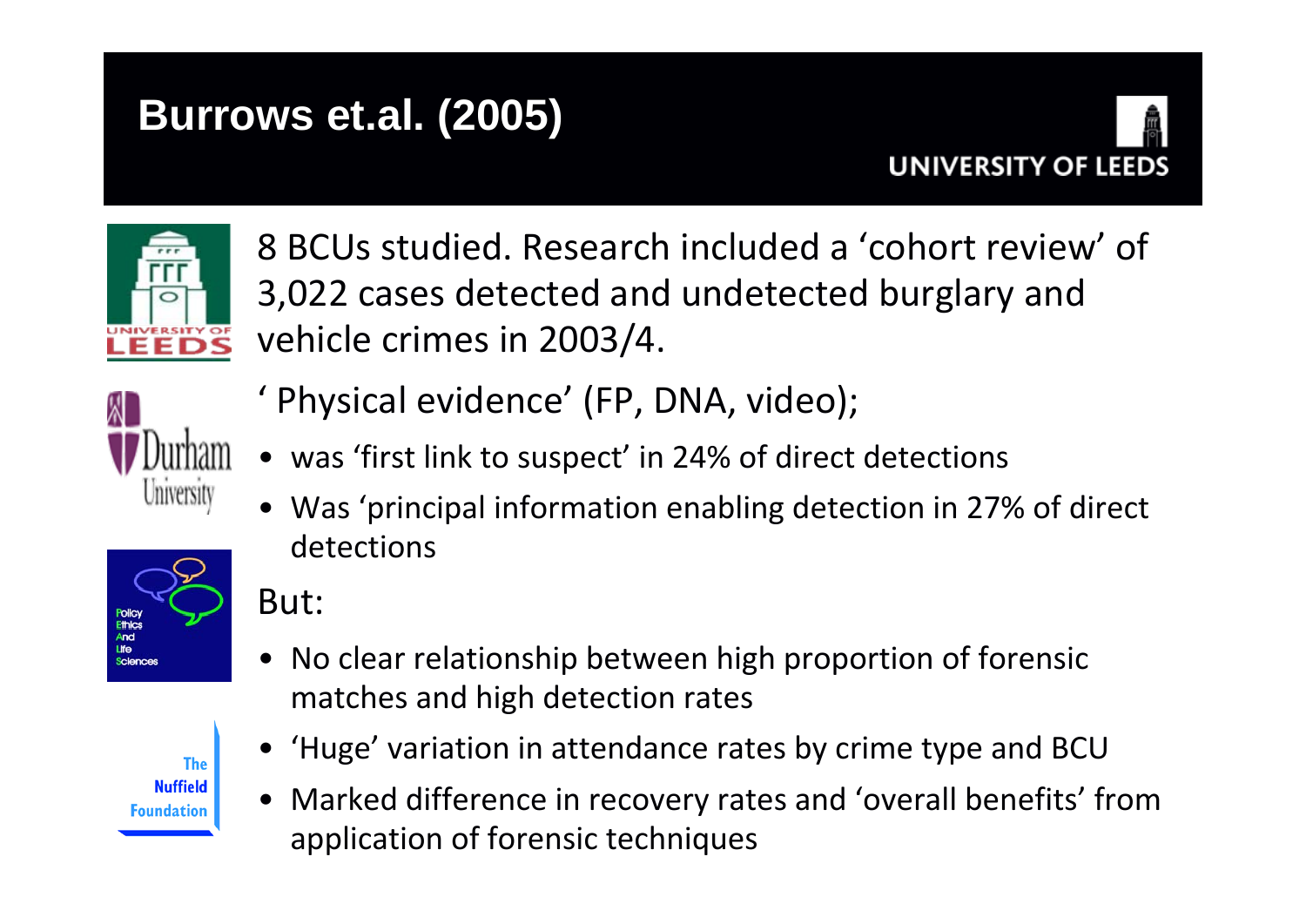# Burrows et.al. (2005)

8 BCUs studied. Research included a 'cohort review' of 3,022 cases detected and undetected burglary and vehicle crimes in 2003/4.

' Physical evidence' (FP, DNA, video);

- was 'first link to suspect' in 24% of direct detections
- Was 'principal information enabling detection in 27% of direct detections

But:

- No clear relationship between high proportion of forensic matches and high detection rates
- 'Huge' variation in attendance rates by crime type and BCU
- Marked difference in recovery rates and 'overall benefits' from application of forensic techniques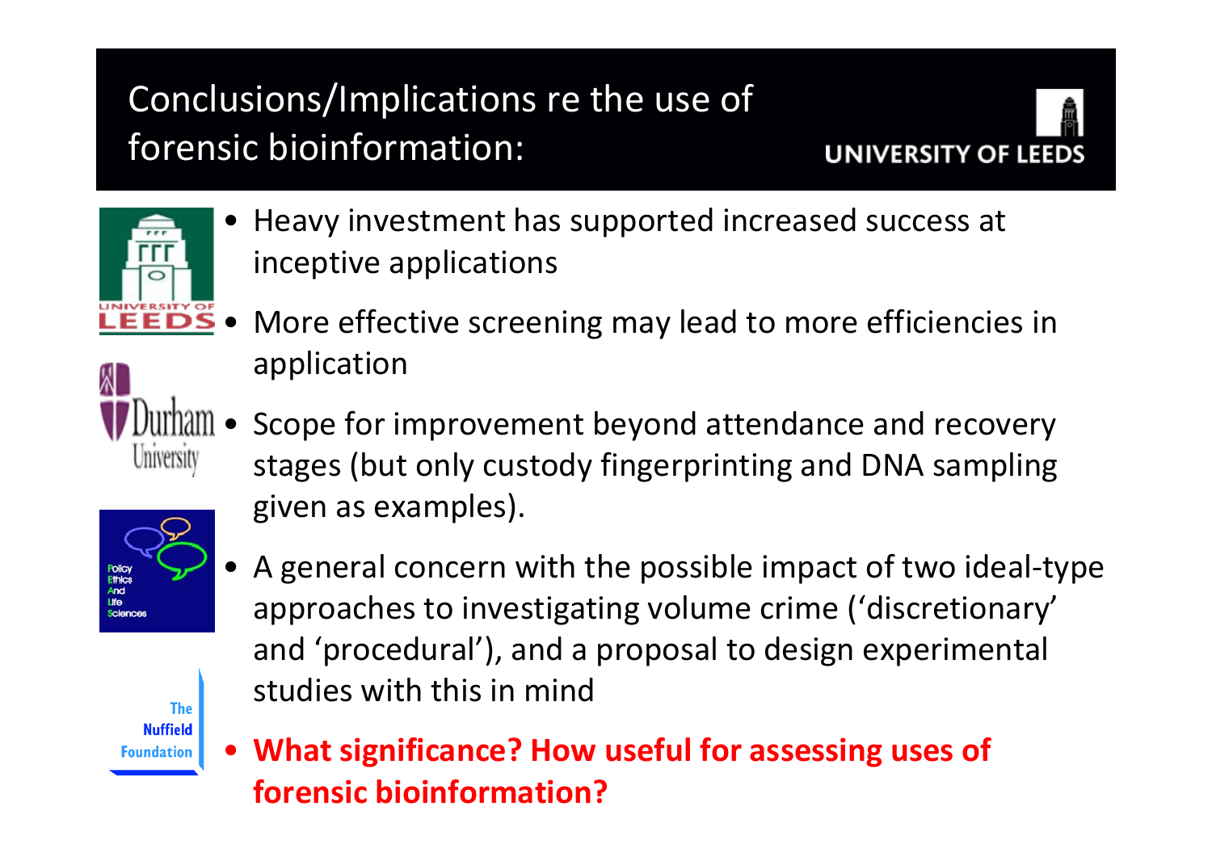# Conclusions/Implications re the use of forensic bioinformation:

- Heavy investment has supported increased success at inceptive applications
- More effective screening may lead to more efficiencies in application
- Scope for improvement beyond attendance and recovery stages (but only custody fingerprinting and DNA sampling given as examples).
- A general concern with the possible impact of two ideal-type approaches to investigating volume crime ('discretionary' and 'procedural'), and a proposal to design experimental studies with this in mind
- **What significance? How useful for assessing uses of forensic bioinformation?**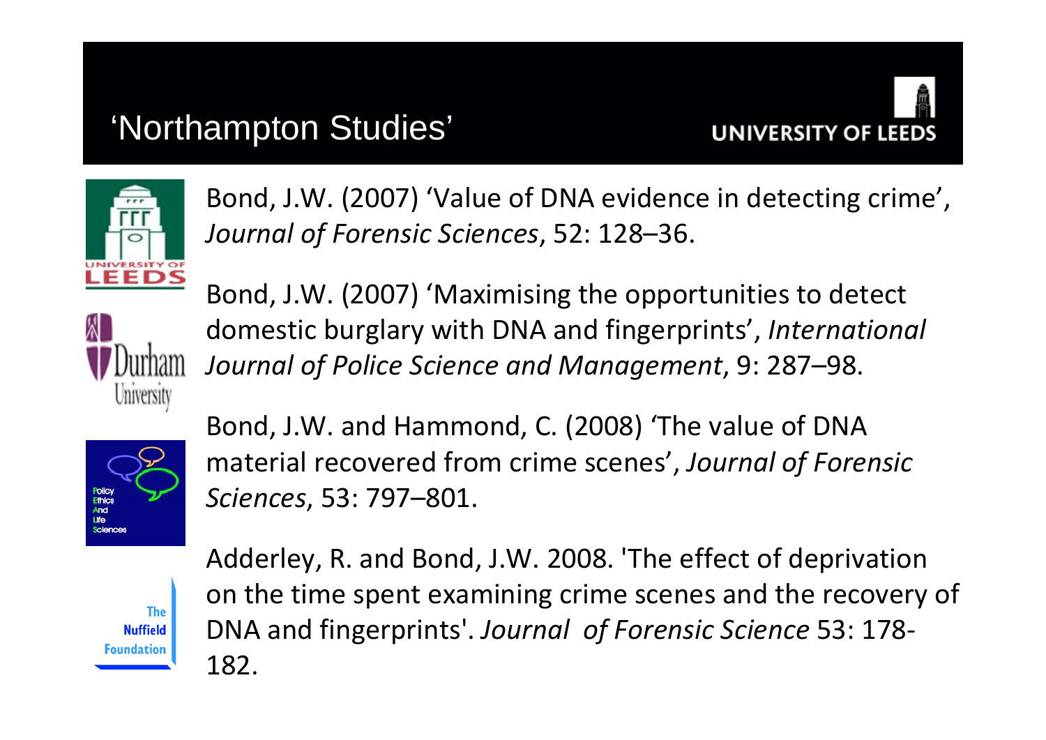# 'Northampton Studies'

Bond, J.W. (2007) 'Value of DNA evidence in detecting crime', *Journal of Forensic Sciences*, 52: 128–36.

Bond, J.W. (2007) 'Maximising the opportunities to detect domestic burglary with DNA and fingerprints', *International Journal of Police Science and Management*, 9: 287–98.

Bond, J.W. and Hammond, C. (2008) 'The value of DNA material recovered from crime scenes', *Journal of Forensic Sciences*, 53: 797–801.

Adderley, R. and Bond, J.W. 2008. 'The effect of deprivation on the time spent examining crime scenes and the recovery of DNA and fingerprints'. *Journal of Forensic Science* 53: 178-182.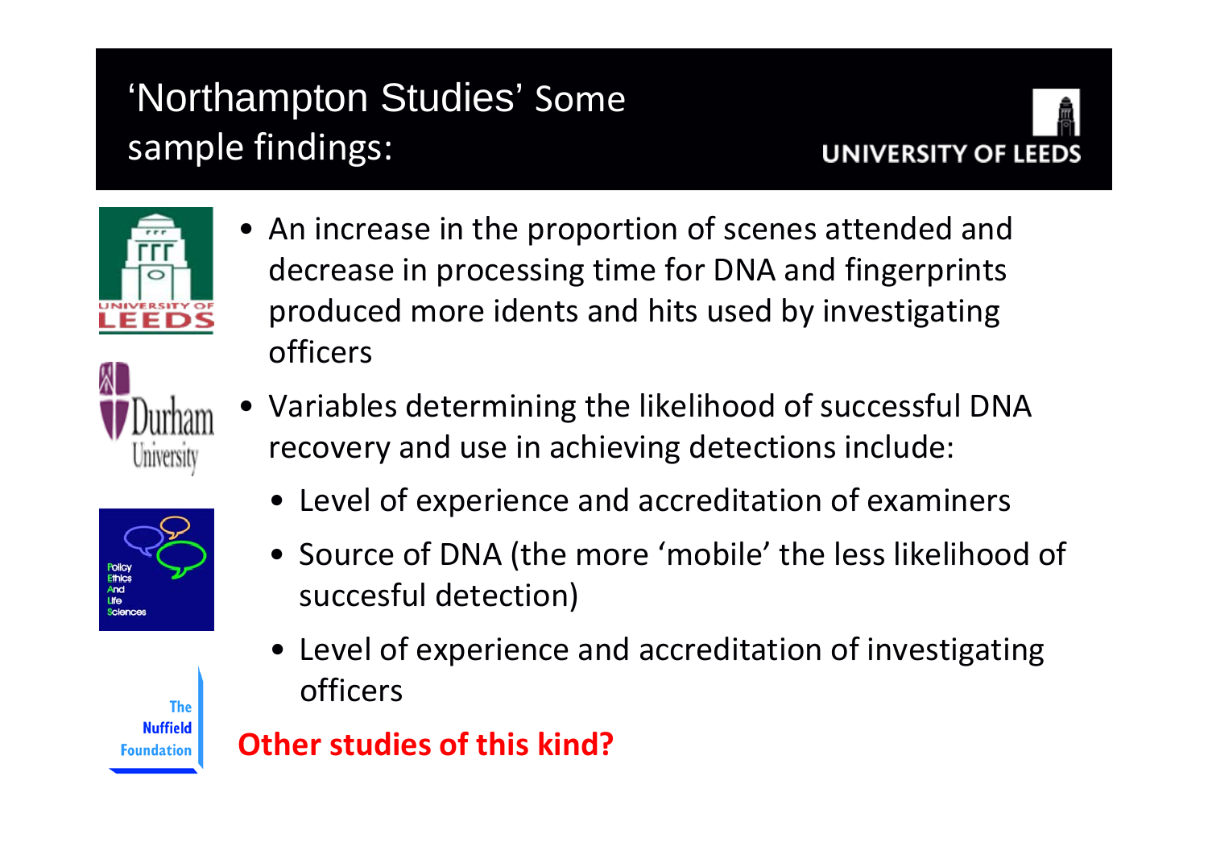# 'Northampton Studies' Some sample findings:

- An increase in the proportion of scenes attended and decrease in processing time for DNA and fingerprints produced more idents and hits used by investigating officers
- Variables determining the likelihood of successful DNA recovery and use in achieving detections include:
  - Level of experience and accreditation of examiners
  - Source of DNA (the more 'mobile' the less likelihood of succesful detection)
  - Level of experience and accreditation of investigating officers

**Other studies of this kind?**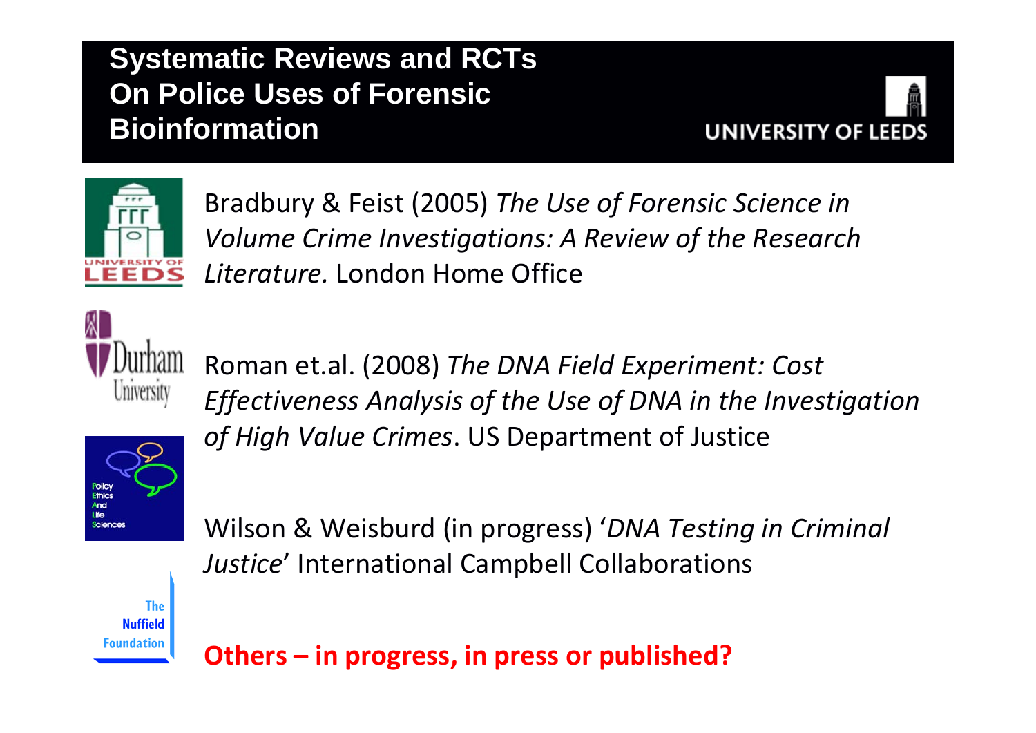# Systematic Reviews and RCTs On Police Uses of Forensic Bioinformation

Bradbury & Feist (2005) *The Use of Forensic Science in Volume Crime Investigations: A Review of the Research Literature.* London Home Office

Roman et.al. (2008) *The DNA Field Experiment: Cost Effectiveness Analysis of the Use of DNA in the Investigation of High Value Crimes*. US Department of Justice

Wilson & Weisburd (in progress) '*DNA Testing in Criminal Justice*' International Campbell Collaborations

**Others – in progress, in press or published?**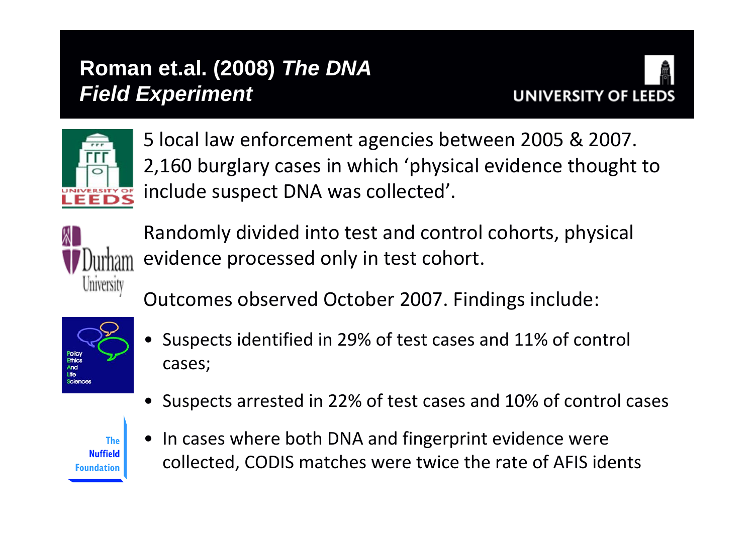# Roman et.al. (2008) *The DNA Field Experiment*

5 local law enforcement agencies between 2005 & 2007. 2,160 burglary cases in which 'physical evidence thought to include suspect DNA was collected'.

Randomly divided into test and control cohorts, physical evidence processed only in test cohort.

Outcomes observed October 2007. Findings include:

- Suspects identified in 29% of test cases and 11% of control cases;
- Suspects arrested in 22% of test cases and 10% of control cases
- In cases where both DNA and fingerprint evidence were collected, CODIS matches were twice the rate of AFIS idents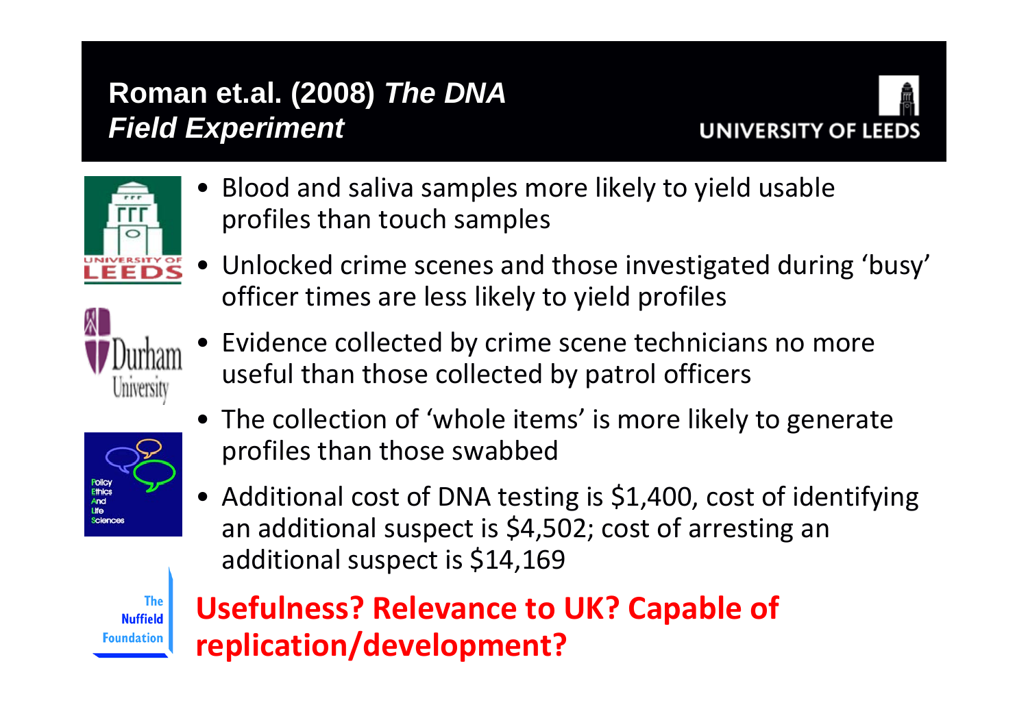# Roman et.al. (2008) *The DNA Field Experiment*

- Blood and saliva samples more likely to yield usable profiles than touch samples
- Unlocked crime scenes and those investigated during 'busy' officer times are less likely to yield profiles
- Evidence collected by crime scene technicians no more useful than those collected by patrol officers
- The collection of 'whole items' is more likely to generate profiles than those swabbed
- Additional cost of DNA testing is $1,400, cost of identifying an additional suspect is $4,502; cost of arresting an additional suspect is $14,169

**Usefulness? Relevance to UK? Capable of replication/development?**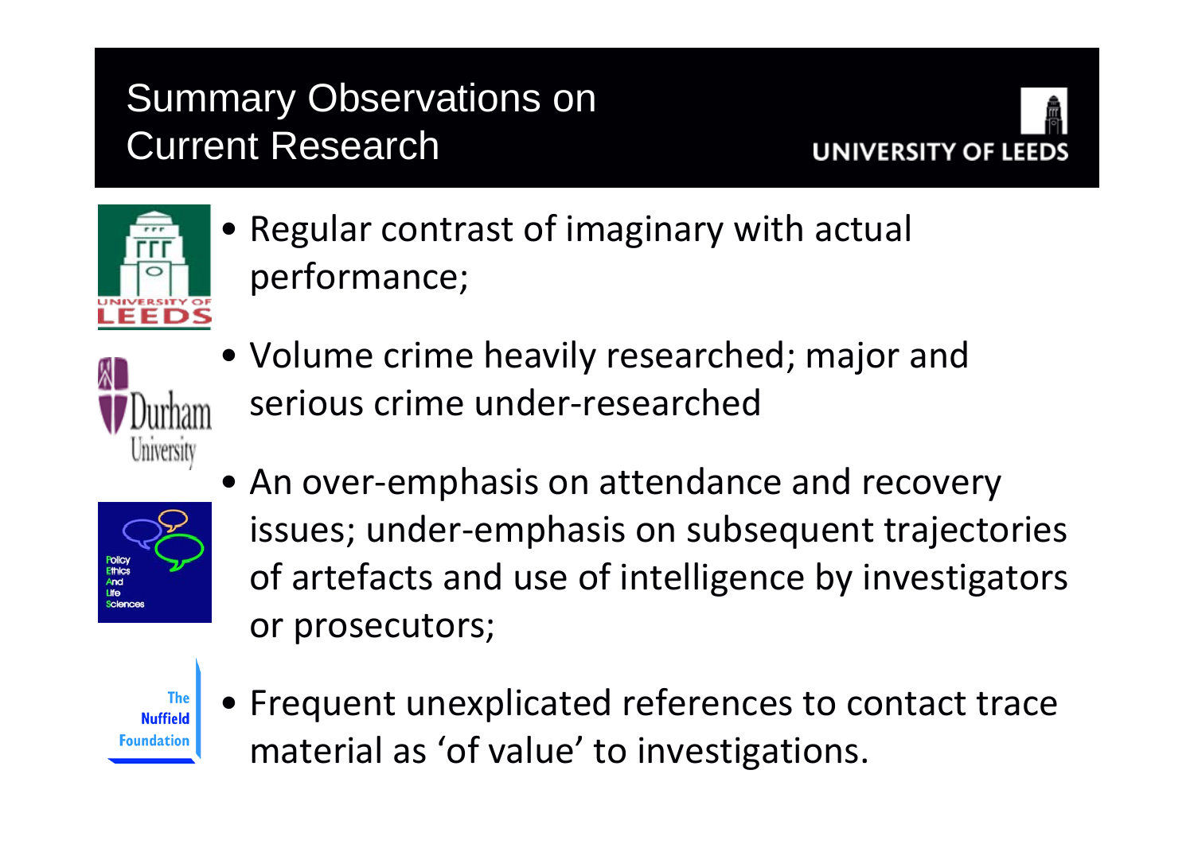# Summary Observations on Current Research

- Regular contrast of imaginary with actual performance;
- Volume crime heavily researched; major and serious crime under-researched
- An over-emphasis on attendance and recovery issues; under-emphasis on subsequent trajectories of artefacts and use of intelligence by investigators or prosecutors;
- Frequent unexplicated references to contact trace material as 'of value' to investigations.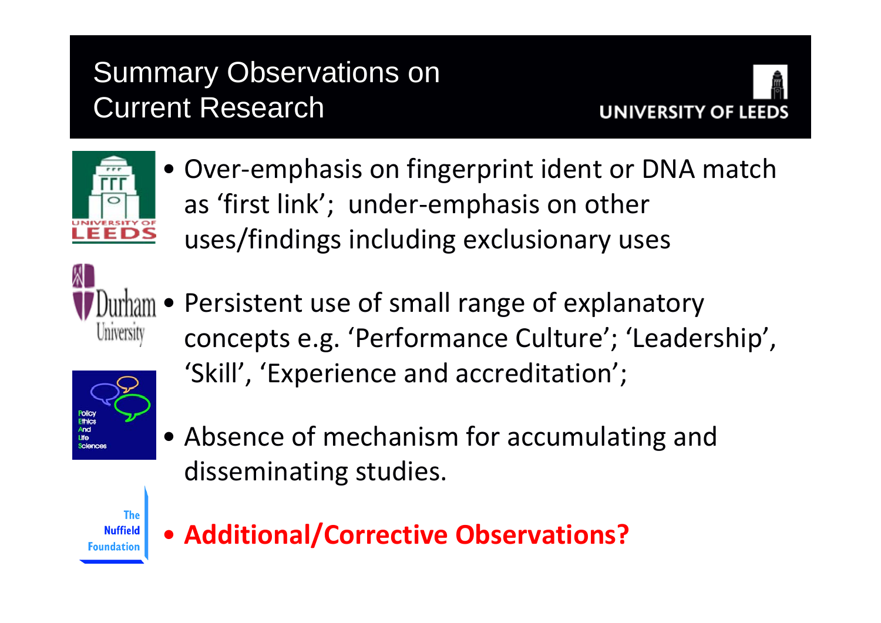# Summary Observations on Current Research

- Over-emphasis on fingerprint ident or DNA match as 'first link'; under-emphasis on other uses/findings including exclusionary uses
- Persistent use of small range of explanatory concepts e.g. 'Performance Culture'; 'Leadership', 'Skill', 'Experience and accreditation';
- Absence of mechanism for accumulating and disseminating studies.
- **Additional/Corrective Observations?**